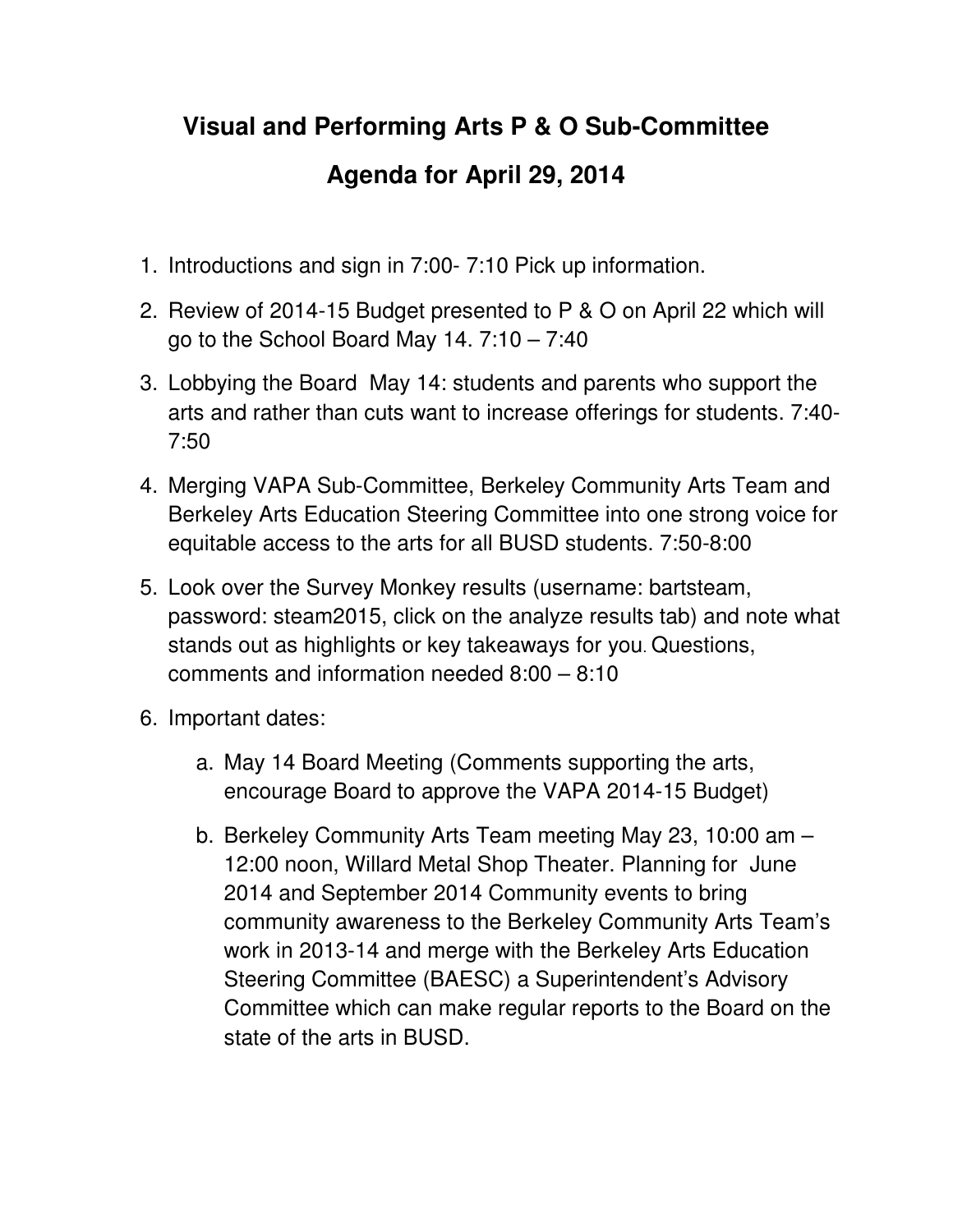# Visual and Performing Arts P & O Sub-Committee

# Agenda for April 29, 2014

1. Introductions and sign in 7:00- 7:10 Pick up information.
2. Review of 2014-15 Budget presented to P & O on April 22 which will go to the School Board May 14. 7:10 – 7:40
3. Lobbying the Board May 14: students and parents who support the arts and rather than cuts want to increase offerings for students. 7:40-7:50
4. Merging VAPA Sub-Committee, Berkeley Community Arts Team and Berkeley Arts Education Steering Committee into one strong voice for equitable access to the arts for all BUSD students. 7:50-8:00
5. Look over the Survey Monkey results (username: bartsteam, password: steam2015, click on the analyze results tab) and note what stands out as highlights or key takeaways for you. Questions, comments and information needed 8:00 – 8:10
6. Important dates:
   a. May 14 Board Meeting (Comments supporting the arts, encourage Board to approve the VAPA 2014-15 Budget)
   b. Berkeley Community Arts Team meeting May 23, 10:00 am – 12:00 noon, Willard Metal Shop Theater. Planning for June 2014 and September 2014 Community events to bring community awareness to the Berkeley Community Arts Team's work in 2013-14 and merge with the Berkeley Arts Education Steering Committee (BAESC) a Superintendent's Advisory Committee which can make regular reports to the Board on the state of the arts in BUSD.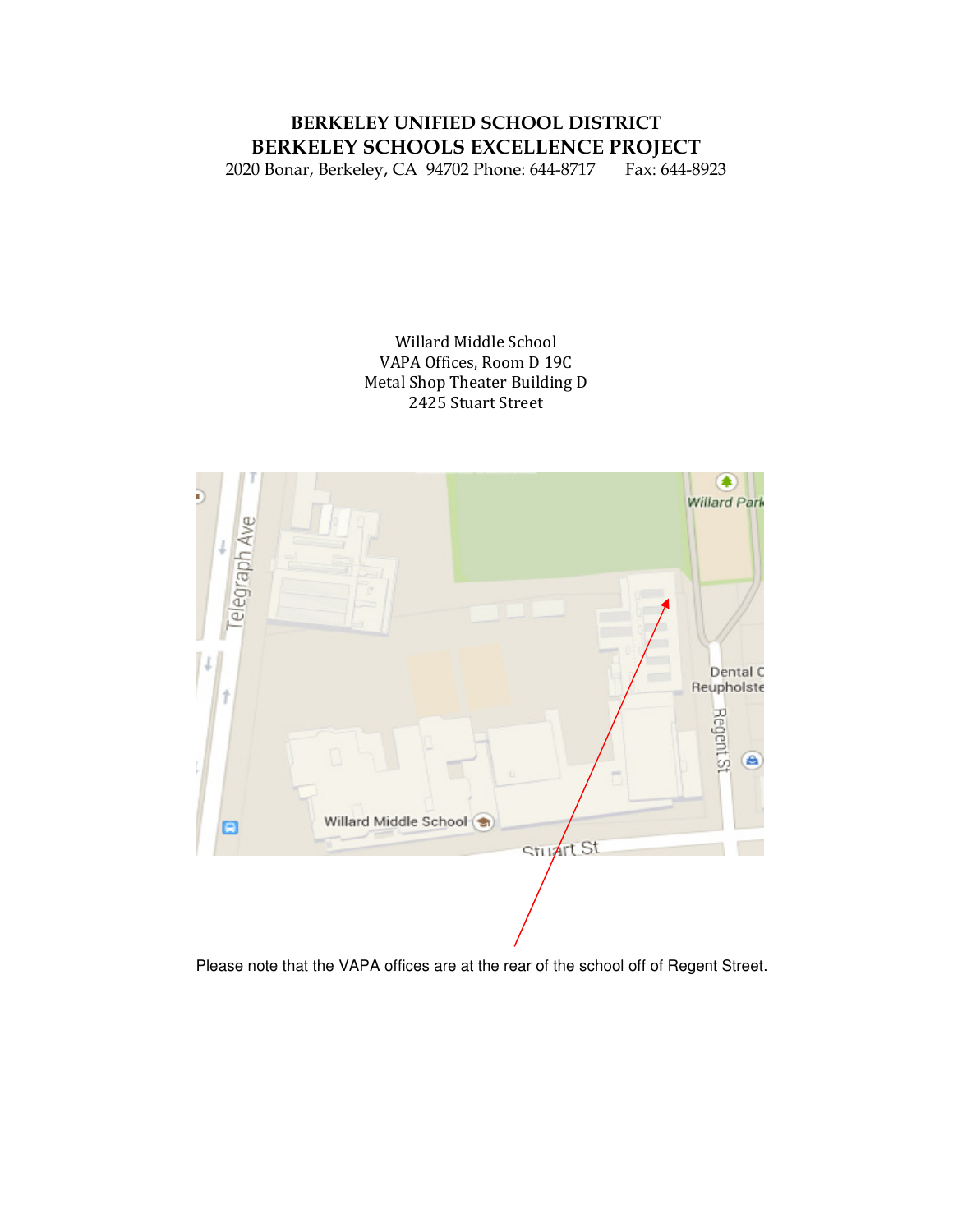**BERKELEY UNIFIED SCHOOL DISTRICT**

**BERKELEY SCHOOLS EXCELLENCE PROJECT**

2020 Bonar, Berkeley, CA 94702 Phone: 644-8717 Fax: 644-8923

Willard Middle School
VAPA Offices, Room D 19C
Metal Shop Theater Building D
2425 Stuart Street

Telegraph Ave
Willard Park
Dental C
Reupholste
Regent St
Willard Middle School
Stuart St

Please note that the VAPA offices are at the rear of the school off of Regent Street.